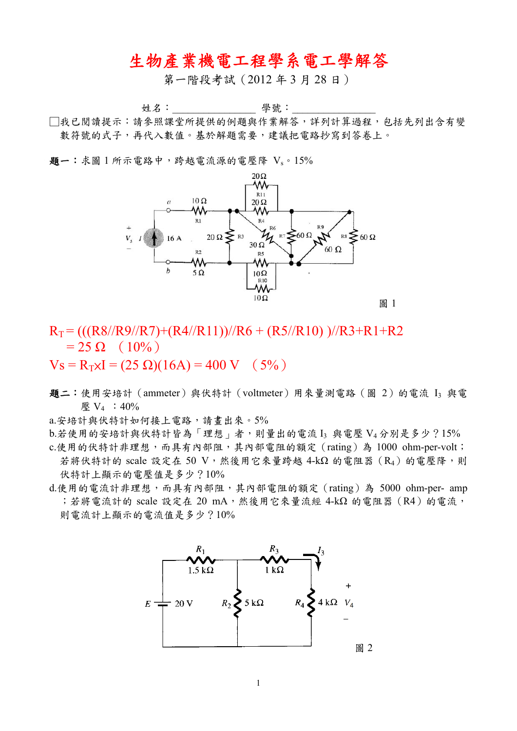# 生物產業機電工程學系電工學解答

第一階段考試（2012 年 3 月 28 日）

姓名：________________ 學號：________________

□我已閱讀提示：請參照課堂所提供的例題與作業解答，詳列計算過程，包括先列出含有變數符號的式子，再代入數值。基於解題需要，建議把電路抄寫到答卷上。

**題一**：求圖 1 所示電路中，跨越電流源的電壓降 $V_s$。15%

圖 1

$R_T = (((R8//R9//R7)+(R4//R11))//R6 + (R5//R10))//R3+R1+R2$

$= 25\ \Omega$ （10%）

$Vs = R_T \times I = (25\ \Omega)(16A) = 400\ V$ （5%）

**題二**：使用安培計（ammeter）與伏特計（voltmeter）用來量測電路（圖 2）的電流 $I_3$ 與電壓 $V_4$ ：40%

a.安培計與伏特計如何接上電路，請畫出來。5%

b.若使用的安培計與伏特計皆為「理想」者，則量出的電流 $I_3$ 與電壓 $V_4$ 分別是多少？15%

c.使用的伏特計非理想，而具有內部阻，其內部電阻的額定（rating）為 1000 ohm-per-volt；若將伏特計的 scale 設定在 50 V，然後用它來量跨越 4-kΩ 的電阻器（$R_4$）的電壓降，則伏特計上顯示的電壓值是多少？10%

d.使用的電流計非理想，而具有內部電阻，其內部電阻的額定（rating）為 5000 ohm-per- amp；若將電流計的 scale 設定在 20 mA，然後用它來量流經 4-kΩ 的電阻器（R4）的電流，則電流計上顯示的電流值是多少？10%

圖 2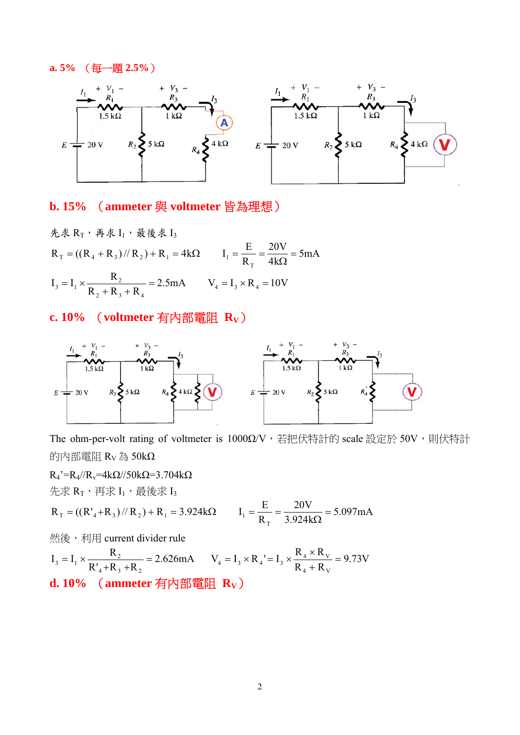**a. 5% （每一題 2.5%）**

**b. 15% （ammeter 與 voltmeter 皆為理想）**

先求 $R_T$，再求 $I_1$，最後求 $I_3$

$$R_T = ((R_4 + R_3) // R_2) + R_1 = 4k\Omega \qquad I_1 = \frac{E}{R_T} = \frac{20V}{4k\Omega} = 5mA$$

$$I_3 = I_1 \times \frac{R_2}{R_2 + R_3 + R_4} = 2.5mA \qquad V_4 = I_3 \times R_4 = 10V$$

**c. 10% （voltmeter 有內部電阻 $R_V$）**

The ohm-per-volt rating of voltmeter is 1000Ω/V，若把伏特計的 scale 設定於 50V，則伏特計的內部電阻 $R_V$ 為 50kΩ

$R_4' = R_4 // R_v = 4k\Omega // 50k\Omega = 3.704k\Omega$

先求 $R_T$，再求 $I_1$，最後求 $I_3$

$$R_T = ((R'_4 + R_3) // R_2) + R_1 = 3.924k\Omega \qquad I_1 = \frac{E}{R_T} = \frac{20V}{3.924k\Omega} = 5.097mA$$

然後，利用 current divider rule

$$I_3 = I_1 \times \frac{R_2}{R'_4 + R_3 + R_2} = 2.626mA \qquad V_4 = I_3 \times R_4' = I_3 \times \frac{R_4 \times R_V}{R_4 + R_V} = 9.73V$$

**d. 10% （ammeter 有內部電阻 $R_V$）**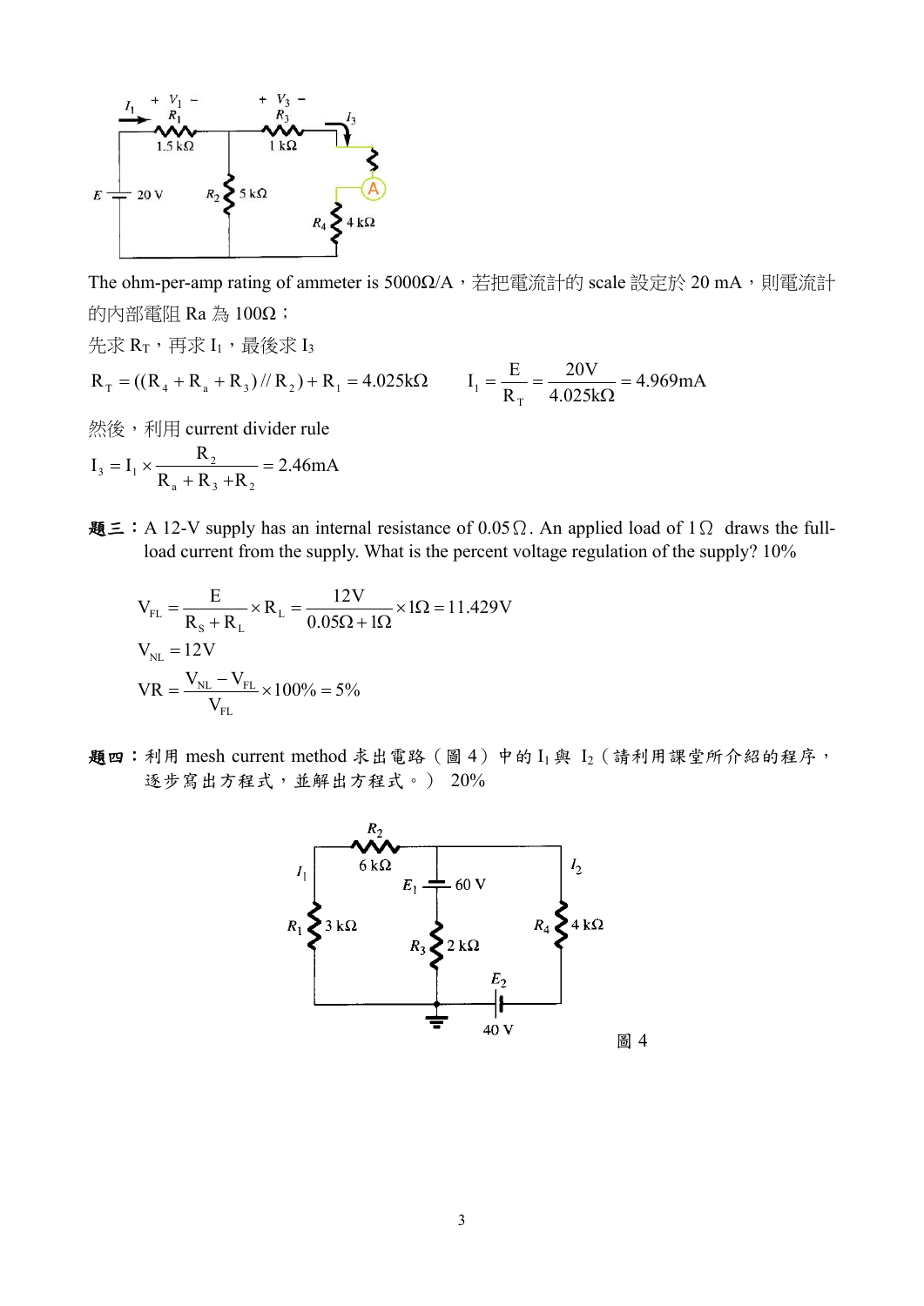The ohm-per-amp rating of ammeter is 5000Ω/A，若把電流計的 scale 設定於 20 mA，則電流計的內部電阻 Ra 為 100Ω；

先求 $R_T$，再求 $I_1$，最後求 $I_3$

$$R_T = ((R_4 + R_a + R_3) // R_2) + R_1 = 4.025\text{k}\Omega \qquad I_1 = \frac{E}{R_T} = \frac{20\text{V}}{4.025\text{k}\Omega} = 4.969\text{mA}$$

然後，利用 current divider rule

$$I_3 = I_1 \times \frac{R_2}{R_a + R_3 + R_2} = 2.46\text{mA}$$

**題三：** A 12-V supply has an internal resistance of 0.05Ω. An applied load of 1Ω draws the full-load current from the supply. What is the percent voltage regulation of the supply? 10%

$$V_{FL} = \frac{E}{R_S + R_L} \times R_L = \frac{12\text{V}}{0.05\Omega + 1\Omega} \times 1\Omega = 11.429\text{V}$$

$$V_{NL} = 12\text{V}$$

$$VR = \frac{V_{NL} - V_{FL}}{V_{FL}} \times 100\% = 5\%$$

**題四：** 利用 mesh current method 求出電路（圖 4）中的 $I_1$ 與 $I_2$（請利用課堂所介紹的程序，逐步寫出方程式，並解出方程式。） 20%

圖 4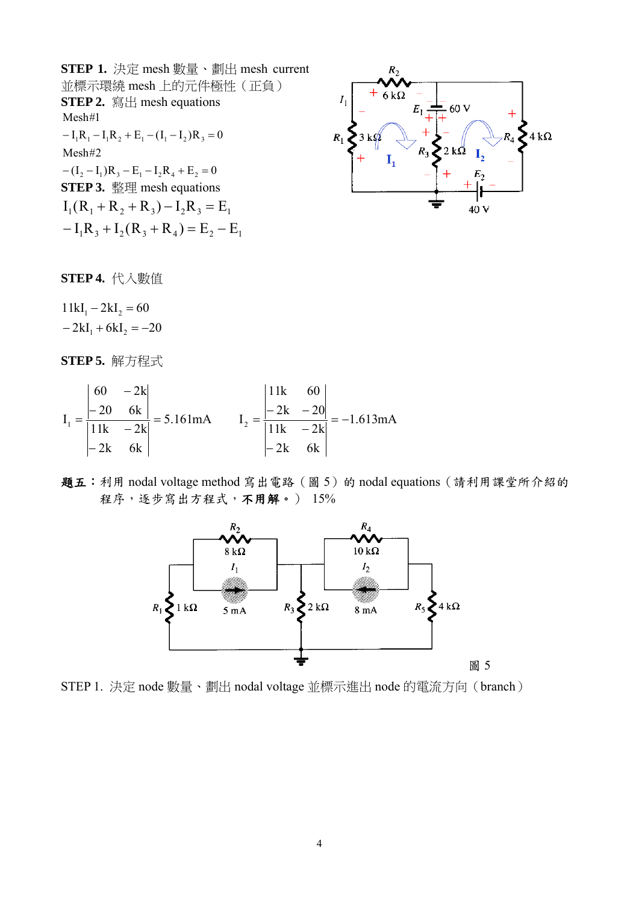**STEP 1.** 決定 mesh 數量、劃出 mesh current 並標示環繞 mesh 上的元件極性（正負）

**STEP 2.** 寫出 mesh equations

Mesh#1

$$-I_1R_1 - I_1R_2 + E_1 - (I_1 - I_2)R_3 = 0$$

Mesh#2

$$-(I_2 - I_1)R_3 - E_1 - I_2R_4 + E_2 = 0$$

**STEP 3.** 整理 mesh equations

$$I_1(R_1 + R_2 + R_3) - I_2R_3 = E_1$$

$$-I_1R_3 + I_2(R_3 + R_4) = E_2 - E_1$$

**STEP 4.** 代入數值

$$11kI_1 - 2kI_2 = 60$$

$$-2kI_1 + 6kI_2 = -20$$

**STEP 5.** 解方程式

$$I_1 = \frac{\begin{vmatrix} 60 & -2k \\ -20 & 6k \end{vmatrix}}{\begin{vmatrix} 11k & -2k \\ -2k & 6k \end{vmatrix}} = 5.161\text{mA} \qquad I_2 = \frac{\begin{vmatrix} 11k & 60 \\ -2k & -20 \end{vmatrix}}{\begin{vmatrix} 11k & -2k \\ -2k & 6k \end{vmatrix}} = -1.613\text{mA}$$

**題五：** 利用 nodal voltage method 寫出電路（圖 5）的 nodal equations（請利用課堂所介紹的程序，逐步寫出方程式，**不用解**。） 15%

圖 5

STEP 1. 決定 node 數量、劃出 nodal voltage 並標示進出 node 的電流方向（branch）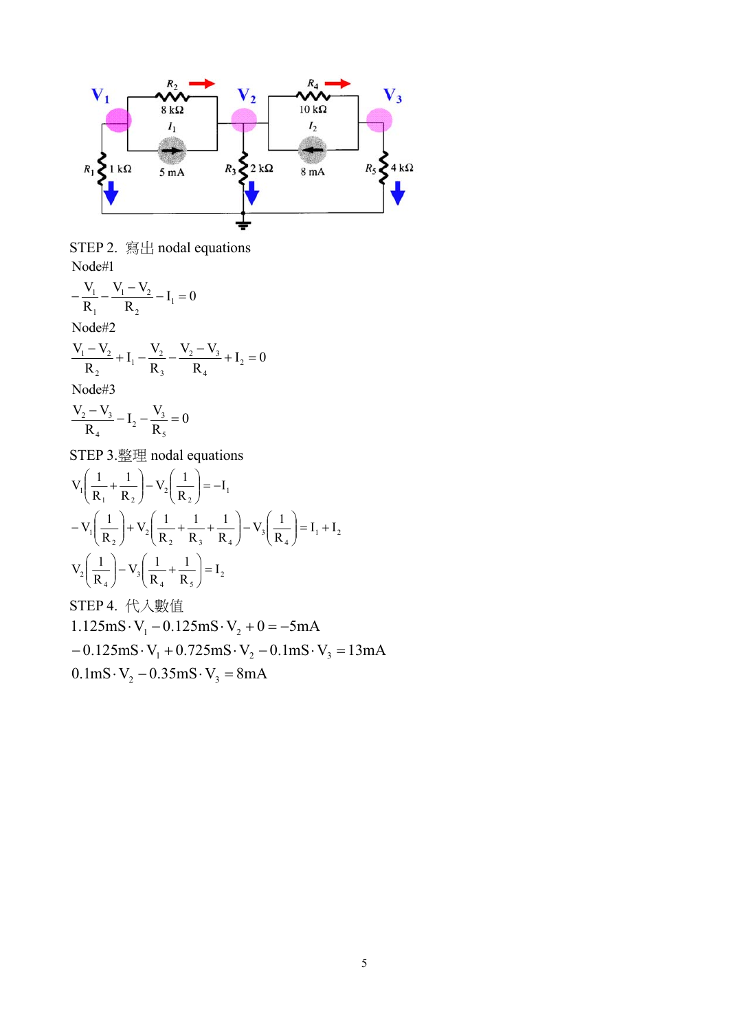V1 R2 8 kΩ V2 R4 10 kΩ V3

I1 I2

R1 1 kΩ 5 mA R3 2 kΩ 8 mA R5 4 kΩ

STEP 2. 寫出 nodal equations

Node#1

$$-\frac{V_1}{R_1}-\frac{V_1-V_2}{R_2}-I_1=0$$

Node#2

$$\frac{V_1-V_2}{R_2}+I_1-\frac{V_2}{R_3}-\frac{V_2-V_3}{R_4}+I_2=0$$

Node#3

$$\frac{V_2-V_3}{R_4}-I_2-\frac{V_3}{R_5}=0$$

STEP 3.整理 nodal equations

$$V_1\left(\frac{1}{R_1}+\frac{1}{R_2}\right)-V_2\left(\frac{1}{R_2}\right)=-I_1$$

$$-V_1\left(\frac{1}{R_2}\right)+V_2\left(\frac{1}{R_2}+\frac{1}{R_3}+\frac{1}{R_4}\right)-V_3\left(\frac{1}{R_4}\right)=I_1+I_2$$

$$V_2\left(\frac{1}{R_4}\right)-V_3\left(\frac{1}{R_4}+\frac{1}{R_5}\right)=I_2$$

STEP 4. 代入數值

$$1.125\text{mS}\cdot V_1-0.125\text{mS}\cdot V_2+0=-5\text{mA}$$

$$-0.125\text{mS}\cdot V_1+0.725\text{mS}\cdot V_2-0.1\text{mS}\cdot V_3=13\text{mA}$$

$$0.1\text{mS}\cdot V_2-0.35\text{mS}\cdot V_3=8\text{mA}$$